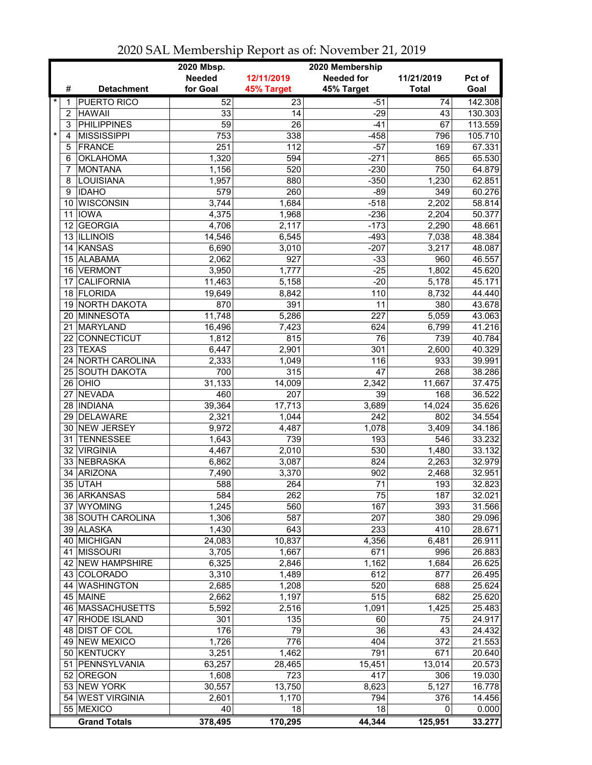# 2020 SAL Membership Report as of: November 21, 2019

| | # | Detachment | 2020 Mbsp. Needed for Goal | 12/11/2019 45% Target | 2020 Membership Needed for 45% Target | 11/21/2019 Total | Pct of Goal |
|---|---|---|---|---|---|---|---|
| * | 1 | PUERTO RICO | 52 | 23 | -51 | 74 | 142.308 |
| | 2 | HAWAII | 33 | 14 | -29 | 43 | 130.303 |
| | 3 | PHILIPPINES | 59 | 26 | -41 | 67 | 113.559 |
| * | 4 | MISSISSIPPI | 753 | 338 | -458 | 796 | 105.710 |
| | 5 | FRANCE | 251 | 112 | -57 | 169 | 67.331 |
| | 6 | OKLAHOMA | 1,320 | 594 | -271 | 865 | 65.530 |
| | 7 | MONTANA | 1,156 | 520 | -230 | 750 | 64.879 |
| | 8 | LOUISIANA | 1,957 | 880 | -350 | 1,230 | 62.851 |
| | 9 | IDAHO | 579 | 260 | -89 | 349 | 60.276 |
| | 10 | WISCONSIN | 3,744 | 1,684 | -518 | 2,202 | 58.814 |
| | 11 | IOWA | 4,375 | 1,968 | -236 | 2,204 | 50.377 |
| | 12 | GEORGIA | 4,706 | 2,117 | -173 | 2,290 | 48.661 |
| | 13 | ILLINOIS | 14,546 | 6,545 | -493 | 7,038 | 48.384 |
| | 14 | KANSAS | 6,690 | 3,010 | -207 | 3,217 | 48.087 |
| | 15 | ALABAMA | 2,062 | 927 | -33 | 960 | 46.557 |
| | 16 | VERMONT | 3,950 | 1,777 | -25 | 1,802 | 45.620 |
| | 17 | CALIFORNIA | 11,463 | 5,158 | -20 | 5,178 | 45.171 |
| | 18 | FLORIDA | 19,649 | 8,842 | 110 | 8,732 | 44.440 |
| | 19 | NORTH DAKOTA | 870 | 391 | 11 | 380 | 43.678 |
| | 20 | MINNESOTA | 11,748 | 5,286 | 227 | 5,059 | 43.063 |
| | 21 | MARYLAND | 16,496 | 7,423 | 624 | 6,799 | 41.216 |
| | 22 | CONNECTICUT | 1,812 | 815 | 76 | 739 | 40.784 |
| | 23 | TEXAS | 6,447 | 2,901 | 301 | 2,600 | 40.329 |
| | 24 | NORTH CAROLINA | 2,333 | 1,049 | 116 | 933 | 39.991 |
| | 25 | SOUTH DAKOTA | 700 | 315 | 47 | 268 | 38.286 |
| | 26 | OHIO | 31,133 | 14,009 | 2,342 | 11,667 | 37.475 |
| | 27 | NEVADA | 460 | 207 | 39 | 168 | 36.522 |
| | 28 | INDIANA | 39,364 | 17,713 | 3,689 | 14,024 | 35.626 |
| | 29 | DELAWARE | 2,321 | 1,044 | 242 | 802 | 34.554 |
| | 30 | NEW JERSEY | 9,972 | 4,487 | 1,078 | 3,409 | 34.186 |
| | 31 | TENNESSEE | 1,643 | 739 | 193 | 546 | 33.232 |
| | 32 | VIRGINIA | 4,467 | 2,010 | 530 | 1,480 | 33.132 |
| | 33 | NEBRASKA | 6,862 | 3,087 | 824 | 2,263 | 32.979 |
| | 34 | ARIZONA | 7,490 | 3,370 | 902 | 2,468 | 32.951 |
| | 35 | UTAH | 588 | 264 | 71 | 193 | 32.823 |
| | 36 | ARKANSAS | 584 | 262 | 75 | 187 | 32.021 |
| | 37 | WYOMING | 1,245 | 560 | 167 | 393 | 31.566 |
| | 38 | SOUTH CAROLINA | 1,306 | 587 | 207 | 380 | 29.096 |
| | 39 | ALASKA | 1,430 | 643 | 233 | 410 | 28.671 |
| | 40 | MICHIGAN | 24,083 | 10,837 | 4,356 | 6,481 | 26.911 |
| | 41 | MISSOURI | 3,705 | 1,667 | 671 | 996 | 26.883 |
| | 42 | NEW HAMPSHIRE | 6,325 | 2,846 | 1,162 | 1,684 | 26.625 |
| | 43 | COLORADO | 3,310 | 1,489 | 612 | 877 | 26.495 |
| | 44 | WASHINGTON | 2,685 | 1,208 | 520 | 688 | 25.624 |
| | 45 | MAINE | 2,662 | 1,197 | 515 | 682 | 25.620 |
| | 46 | MASSACHUSETTS | 5,592 | 2,516 | 1,091 | 1,425 | 25.483 |
| | 47 | RHODE ISLAND | 301 | 135 | 60 | 75 | 24.917 |
| | 48 | DIST OF COL | 176 | 79 | 36 | 43 | 24.432 |
| | 49 | NEW MEXICO | 1,726 | 776 | 404 | 372 | 21.553 |
| | 50 | KENTUCKY | 3,251 | 1,462 | 791 | 671 | 20.640 |
| | 51 | PENNSYLVANIA | 63,257 | 28,465 | 15,451 | 13,014 | 20.573 |
| | 52 | OREGON | 1,608 | 723 | 417 | 306 | 19.030 |
| | 53 | NEW YORK | 30,557 | 13,750 | 8,623 | 5,127 | 16.778 |
| | 54 | WEST VIRGINIA | 2,601 | 1,170 | 794 | 376 | 14.456 |
| | 55 | MEXICO | 40 | 18 | 18 | 0 | 0.000 |
| | | **Grand Totals** | **378,495** | **170,295** | **44,344** | **125,951** | **33.277** |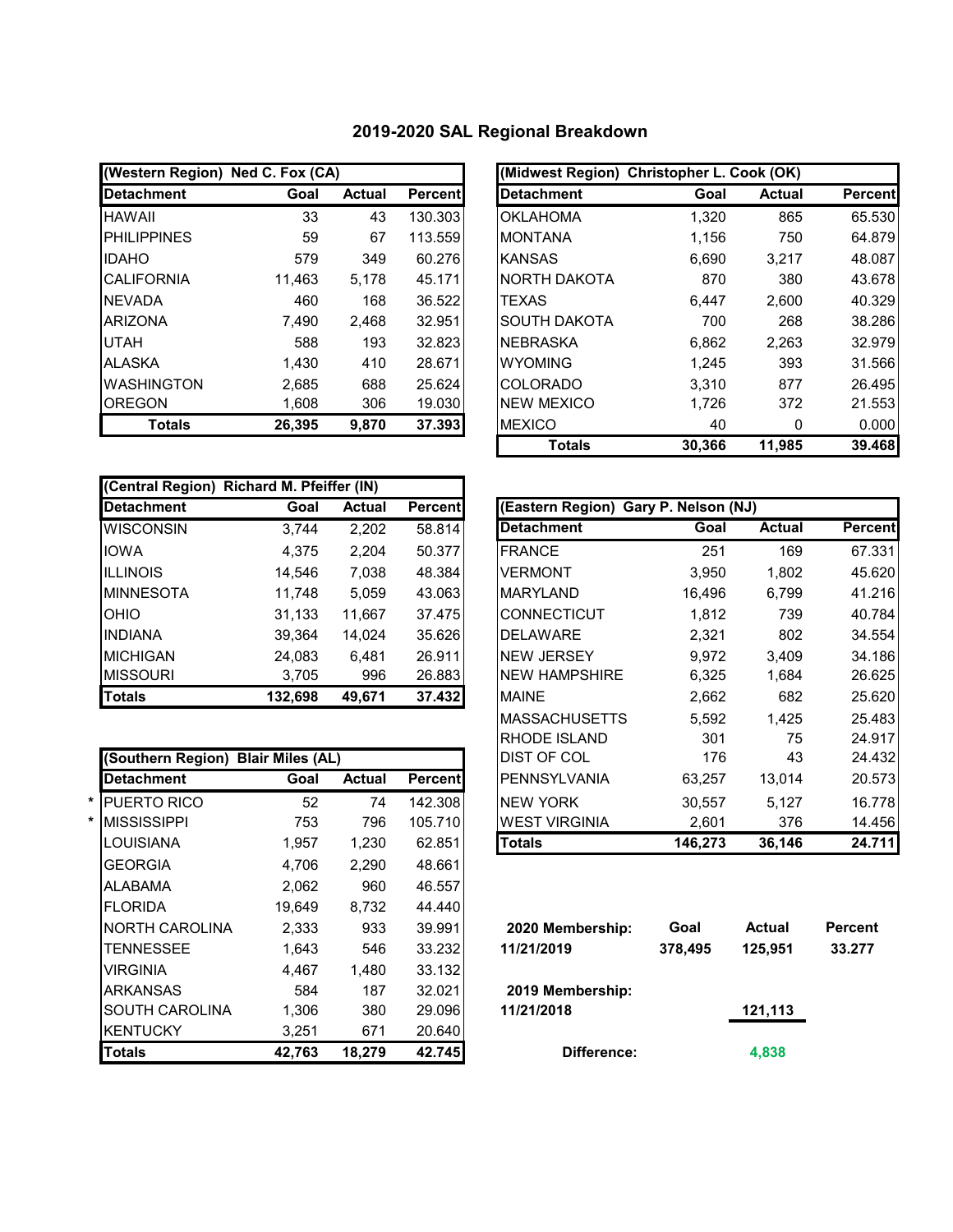# 2019-2020 SAL Regional Breakdown

| (Western Region) Ned C. Fox (CA) | | | |
|---|---|---|---|
| **Detachment** | **Goal** | **Actual** | **Percent** |
| HAWAII | 33 | 43 | 130.303 |
| PHILIPPINES | 59 | 67 | 113.559 |
| IDAHO | 579 | 349 | 60.276 |
| CALIFORNIA | 11,463 | 5,178 | 45.171 |
| NEVADA | 460 | 168 | 36.522 |
| ARIZONA | 7,490 | 2,468 | 32.951 |
| UTAH | 588 | 193 | 32.823 |
| ALASKA | 1,430 | 410 | 28.671 |
| WASHINGTON | 2,685 | 688 | 25.624 |
| OREGON | 1,608 | 306 | 19.030 |
| **Totals** | **26,395** | **9,870** | **37.393** |

| (Midwest Region) Christopher L. Cook (OK) | | | |
|---|---|---|---|
| **Detachment** | **Goal** | **Actual** | **Percent** |
| OKLAHOMA | 1,320 | 865 | 65.530 |
| MONTANA | 1,156 | 750 | 64.879 |
| KANSAS | 6,690 | 3,217 | 48.087 |
| NORTH DAKOTA | 870 | 380 | 43.678 |
| TEXAS | 6,447 | 2,600 | 40.329 |
| SOUTH DAKOTA | 700 | 268 | 38.286 |
| NEBRASKA | 6,862 | 2,263 | 32.979 |
| WYOMING | 1,245 | 393 | 31.566 |
| COLORADO | 3,310 | 877 | 26.495 |
| NEW MEXICO | 1,726 | 372 | 21.553 |
| MEXICO | 40 | 0 | 0.000 |
| **Totals** | **30,366** | **11,985** | **39.468** |

| (Central Region) Richard M. Pfeiffer (IN) | | | |
|---|---|---|---|
| **Detachment** | **Goal** | **Actual** | **Percent** |
| WISCONSIN | 3,744 | 2,202 | 58.814 |
| IOWA | 4,375 | 2,204 | 50.377 |
| ILLINOIS | 14,546 | 7,038 | 48.384 |
| MINNESOTA | 11,748 | 5,059 | 43.063 |
| OHIO | 31,133 | 11,667 | 37.475 |
| INDIANA | 39,364 | 14,024 | 35.626 |
| MICHIGAN | 24,083 | 6,481 | 26.911 |
| MISSOURI | 3,705 | 996 | 26.883 |
| **Totals** | **132,698** | **49,671** | **37.432** |

| (Eastern Region) Gary P. Nelson (NJ) | | | |
|---|---|---|---|
| **Detachment** | **Goal** | **Actual** | **Percent** |
| FRANCE | 251 | 169 | 67.331 |
| VERMONT | 3,950 | 1,802 | 45.620 |
| MARYLAND | 16,496 | 6,799 | 41.216 |
| CONNECTICUT | 1,812 | 739 | 40.784 |
| DELAWARE | 2,321 | 802 | 34.554 |
| NEW JERSEY | 9,972 | 3,409 | 34.186 |
| NEW HAMPSHIRE | 6,325 | 1,684 | 26.625 |
| MAINE | 2,662 | 682 | 25.620 |
| MASSACHUSETTS | 5,592 | 1,425 | 25.483 |
| RHODE ISLAND | 301 | 75 | 24.917 |
| DIST OF COL | 176 | 43 | 24.432 |
| PENNSYLVANIA | 63,257 | 13,014 | 20.573 |
| NEW YORK | 30,557 | 5,127 | 16.778 |
| WEST VIRGINIA | 2,601 | 376 | 14.456 |
| **Totals** | **146,273** | **36,146** | **24.711** |

| (Southern Region) Blair Miles (AL) | | | |
|---|---|---|---|
| **Detachment** | **Goal** | **Actual** | **Percent** |
| * PUERTO RICO | 52 | 74 | 142.308 |
| * MISSISSIPPI | 753 | 796 | 105.710 |
| LOUISIANA | 1,957 | 1,230 | 62.851 |
| GEORGIA | 4,706 | 2,290 | 48.661 |
| ALABAMA | 2,062 | 960 | 46.557 |
| FLORIDA | 19,649 | 8,732 | 44.440 |
| NORTH CAROLINA | 2,333 | 933 | 39.991 |
| TENNESSEE | 1,643 | 546 | 33.232 |
| VIRGINIA | 4,467 | 1,480 | 33.132 |
| ARKANSAS | 584 | 187 | 32.021 |
| SOUTH CAROLINA | 1,306 | 380 | 29.096 |
| KENTUCKY | 3,251 | 671 | 20.640 |
| **Totals** | **42,763** | **18,279** | **42.745** |

| | Goal | Actual | Percent |
|---|---|---|---|
| **2020 Membership:** 11/21/2019 | 378,495 | 125,951 | 33.277 |
| **2019 Membership:** 11/21/2018 | | 121,113 | |
| **Difference:** | | 4,838 | |